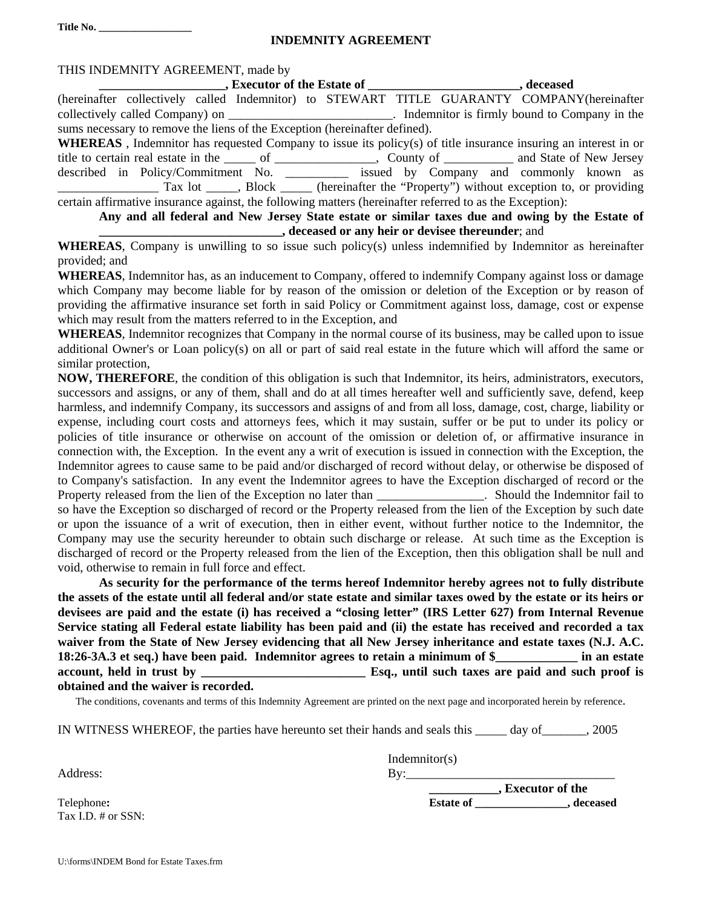**Title No. _________________**

## INDEMNITY AGREEMENT

THIS INDEMNITY AGREEMENT, made by

**____________________, Executor of the Estate of ________________________, deceased**

(hereinafter collectively called Indemnitor) to STEWART TITLE GUARANTY COMPANY(hereinafter collectively called Company) on __________________________. Indemnitor is firmly bound to Company in the sums necessary to remove the liens of the Exception (hereinafter defined).

**WHEREAS** , Indemnitor has requested Company to issue its policy(s) of title insurance insuring an interest in or title to certain real estate in the _____ of ________________, County of ___________ and State of New Jersey described in Policy/Commitment No. __________ issued by Company and commonly known as ________________ Tax lot _____, Block _____ (hereinafter the "Property") without exception to, or providing certain affirmative insurance against, the following matters (hereinafter referred to as the Exception):

**Any and all federal and New Jersey State estate or similar taxes due and owing by the Estate of _____________________________, deceased or any heir or devisee thereunder**; and

**WHEREAS**, Company is unwilling to so issue such policy(s) unless indemnified by Indemnitor as hereinafter provided; and

**WHEREAS**, Indemnitor has, as an inducement to Company, offered to indemnify Company against loss or damage which Company may become liable for by reason of the omission or deletion of the Exception or by reason of providing the affirmative insurance set forth in said Policy or Commitment against loss, damage, cost or expense which may result from the matters referred to in the Exception, and

**WHEREAS**, Indemnitor recognizes that Company in the normal course of its business, may be called upon to issue additional Owner's or Loan policy(s) on all or part of said real estate in the future which will afford the same or similar protection,

**NOW, THEREFORE**, the condition of this obligation is such that Indemnitor, its heirs, administrators, executors, successors and assigns, or any of them, shall and do at all times hereafter well and sufficiently save, defend, keep harmless, and indemnify Company, its successors and assigns of and from all loss, damage, cost, charge, liability or expense, including court costs and attorneys fees, which it may sustain, suffer or be put to under its policy or policies of title insurance or otherwise on account of the omission or deletion of, or affirmative insurance in connection with, the Exception. In the event any writ of execution is issued in connection with the Exception, the Indemnitor agrees to cause same to be paid and/or discharged of record without delay, or otherwise be disposed of to Company's satisfaction. In any event the Indemnitor agrees to have the Exception discharged of record or the Property released from the lien of the Exception no later than _________________. Should the Indemnitor fail to so have the Exception so discharged of record or the Property released from the lien of the Exception by such date or upon the issuance of a writ of execution, then in either event, without further notice to the Indemnitor, the Company may use the security hereunder to obtain such discharge or release. At such time as the Exception is discharged of record or the Property released from the lien of the Exception, then this obligation shall be null and void, otherwise to remain in full force and effect.

**As security for the performance of the terms hereof Indemnitor hereby agrees not to fully distribute the assets of the estate until all federal and/or state estate and similar taxes owed by the estate or its heirs or devisees are paid and the estate (i) has received a "closing letter" (IRS Letter 627) from Internal Revenue Service stating all Federal estate liability has been paid and (ii) the estate has received and recorded a tax waiver from the State of New Jersey evidencing that all New Jersey inheritance and estate taxes (N.J. A.C. 18:26-3A.3 et seq.) have been paid. Indemnitor agrees to retain a minimum of $_____________ in an estate account, held in trust by __________________________ Esq., until such taxes are paid and such proof is obtained and the waiver is recorded.**

The conditions, covenants and terms of this Indemnity Agreement are printed on the next page and incorporated herein by reference.

IN WITNESS WHEREOF, the parties have hereunto set their hands and seals this _____ day of_______, 2005

Indemnitor(s)

Address: By:_________________________________

**___________, Executor of the**

Telephone**:** **Estate of _______________, deceased**

Tax I.D. # or SSN:

U:\forms\INDEM Bond for Estate Taxes.frm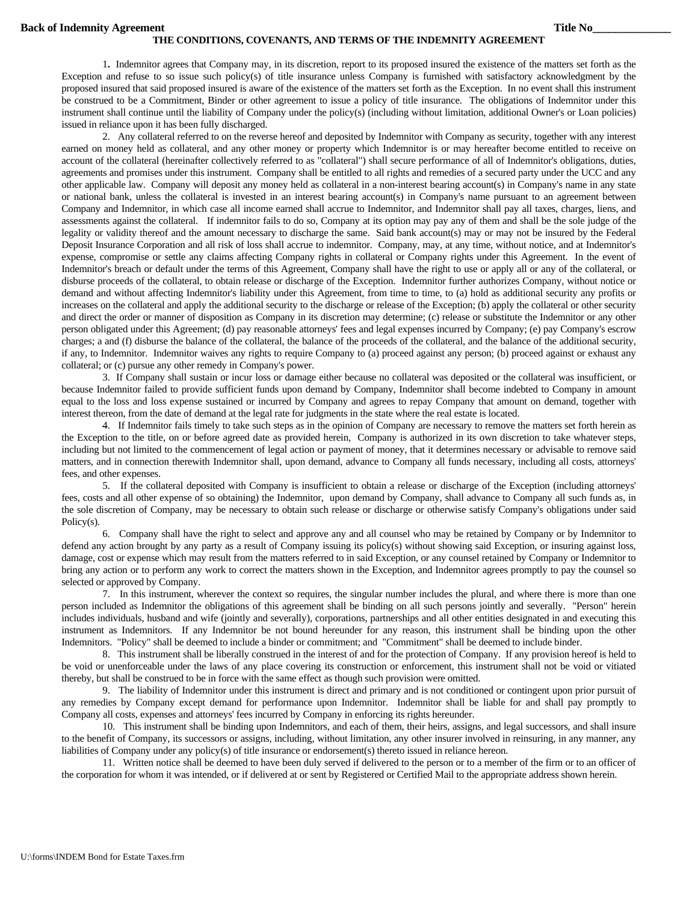**Back of Indemnity Agreement** **Title No______________**

**THE CONDITIONS, COVENANTS, AND TERMS OF THE INDEMNITY AGREEMENT**

1**.** Indemnitor agrees that Company may, in its discretion, report to its proposed insured the existence of the matters set forth as the Exception and refuse to so issue such policy(s) of title insurance unless Company is furnished with satisfactory acknowledgment by the proposed insured that said proposed insured is aware of the existence of the matters set forth as the Exception. In no event shall this instrument be construed to be a Commitment, Binder or other agreement to issue a policy of title insurance. The obligations of Indemnitor under this instrument shall continue until the liability of Company under the policy(s) (including without limitation, additional Owner's or Loan policies) issued in reliance upon it has been fully discharged.

2. Any collateral referred to on the reverse hereof and deposited by Indemnitor with Company as security, together with any interest earned on money held as collateral, and any other money or property which Indemnitor is or may hereafter become entitled to receive on account of the collateral (hereinafter collectively referred to as "collateral") shall secure performance of all of Indemnitor's obligations, duties, agreements and promises under this instrument. Company shall be entitled to all rights and remedies of a secured party under the UCC and any other applicable law. Company will deposit any money held as collateral in a non-interest bearing account(s) in Company's name in any state or national bank, unless the collateral is invested in an interest bearing account(s) in Company's name pursuant to an agreement between Company and Indemnitor, in which case all income earned shall accrue to Indemnitor, and Indemnitor shall pay all taxes, charges, liens, and assessments against the collateral. If indemnitor fails to do so, Company at its option may pay any of them and shall be the sole judge of the legality or validity thereof and the amount necessary to discharge the same. Said bank account(s) may or may not be insured by the Federal Deposit Insurance Corporation and all risk of loss shall accrue to indemnitor. Company, may, at any time, without notice, and at Indemnitor's expense, compromise or settle any claims affecting Company rights in collateral or Company rights under this Agreement. In the event of Indemnitor's breach or default under the terms of this Agreement, Company shall have the right to use or apply all or any of the collateral, or disburse proceeds of the collateral, to obtain release or discharge of the Exception. Indemnitor further authorizes Company, without notice or demand and without affecting Indemnitor's liability under this Agreement, from time to time, to (a) hold as additional security any profits or increases on the collateral and apply the additional security to the discharge or release of the Exception; (b) apply the collateral or other security and direct the order or manner of disposition as Company in its discretion may determine; (c) release or substitute the Indemnitor or any other person obligated under this Agreement; (d) pay reasonable attorneys' fees and legal expenses incurred by Company; (e) pay Company's escrow charges; a and (f) disburse the balance of the collateral, the balance of the proceeds of the collateral, and the balance of the additional security, if any, to Indemnitor. Indemnitor waives any rights to require Company to (a) proceed against any person; (b) proceed against or exhaust any collateral; or (c) pursue any other remedy in Company's power.

3. If Company shall sustain or incur loss or damage either because no collateral was deposited or the collateral was insufficient, or because Indemnitor failed to provide sufficient funds upon demand by Company, Indemnitor shall become indebted to Company in amount equal to the loss and loss expense sustained or incurred by Company and agrees to repay Company that amount on demand, together with interest thereon, from the date of demand at the legal rate for judgments in the state where the real estate is located.

4. If Indemnitor fails timely to take such steps as in the opinion of Company are necessary to remove the matters set forth herein as the Exception to the title, on or before agreed date as provided herein, Company is authorized in its own discretion to take whatever steps, including but not limited to the commencement of legal action or payment of money, that it determines necessary or advisable to remove said matters, and in connection therewith Indemnitor shall, upon demand, advance to Company all funds necessary, including all costs, attorneys' fees, and other expenses.

5. If the collateral deposited with Company is insufficient to obtain a release or discharge of the Exception (including attorneys' fees, costs and all other expense of so obtaining) the Indemnitor, upon demand by Company, shall advance to Company all such funds as, in the sole discretion of Company, may be necessary to obtain such release or discharge or otherwise satisfy Company's obligations under said Policy(s).

6. Company shall have the right to select and approve any and all counsel who may be retained by Company or by Indemnitor to defend any action brought by any party as a result of Company issuing its policy(s) without showing said Exception, or insuring against loss, damage, cost or expense which may result from the matters referred to in said Exception, or any counsel retained by Company or Indemnitor to bring any action or to perform any work to correct the matters shown in the Exception, and Indemnitor agrees promptly to pay the counsel so selected or approved by Company.

7. In this instrument, wherever the context so requires, the singular number includes the plural, and where there is more than one person included as Indemnitor the obligations of this agreement shall be binding on all such persons jointly and severally. "Person" herein includes individuals, husband and wife (jointly and severally), corporations, partnerships and all other entities designated in and executing this instrument as Indemnitors. If any Indemnitor be not bound hereunder for any reason, this instrument shall be binding upon the other Indemnitors. "Policy" shall be deemed to include a binder or commitment; and "Commitment" shall be deemed to include binder.

8. This instrument shall be liberally construed in the interest of and for the protection of Company. If any provision hereof is held to be void or unenforceable under the laws of any place covering its construction or enforcement, this instrument shall not be void or vitiated thereby, but shall be construed to be in force with the same effect as though such provision were omitted.

9. The liability of Indemnitor under this instrument is direct and primary and is not conditioned or contingent upon prior pursuit of any remedies by Company except demand for performance upon Indemnitor. Indemnitor shall be liable for and shall pay promptly to Company all costs, expenses and attorneys' fees incurred by Company in enforcing its rights hereunder.

10. This instrument shall be binding upon Indemnitors, and each of them, their heirs, assigns, and legal successors, and shall insure to the benefit of Company, its successors or assigns, including, without limitation, any other insurer involved in reinsuring, in any manner, any liabilities of Company under any policy(s) of title insurance or endorsement(s) thereto issued in reliance hereon.

11. Written notice shall be deemed to have been duly served if delivered to the person or to a member of the firm or to an officer of the corporation for whom it was intended, or if delivered at or sent by Registered or Certified Mail to the appropriate address shown herein.

U:\forms\INDEM Bond for Estate Taxes.frm